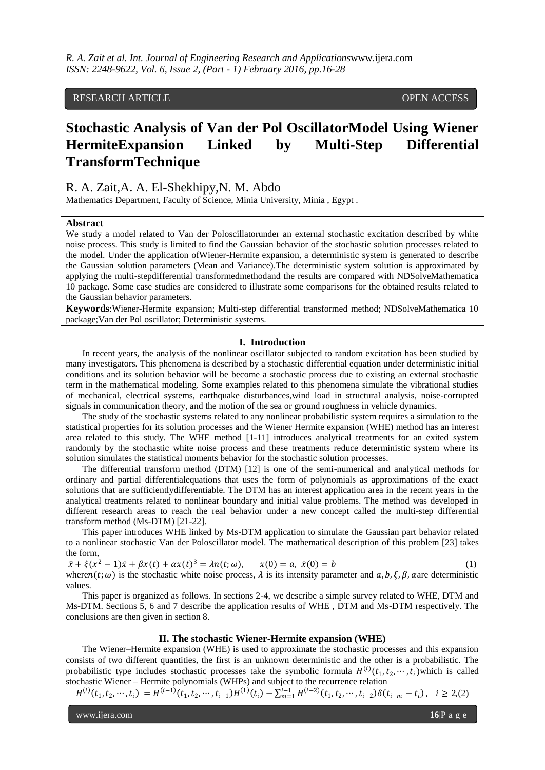RESEARCH ARTICLE OPEN ACCESS

# Stochastic Analysis of Van der Pol OscillatorModel Using Wiener HermiteExpansion Linked by Multi-Step Differential TransformTechnique

R. A. Zait,A. A. El-Shekhipy,N. M. Abdo

Mathematics Department, Faculty of Science, Minia University, Minia , Egypt .

**Abstract**

We study a model related to Van der Poloscillatorunder an external stochastic excitation described by white noise process. This study is limited to find the Gaussian behavior of the stochastic solution processes related to the model. Under the application ofWiener-Hermite expansion, a deterministic system is generated to describe the Gaussian solution parameters (Mean and Variance).The deterministic system solution is approximated by applying the multi-stepdifferential transformedmethodand the results are compared with NDSolveMathematica 10 package. Some case studies are considered to illustrate some comparisons for the obtained results related to the Gaussian behavior parameters.

**Keywords**:Wiener-Hermite expansion; Multi-step differential transformed method; NDSolveMathematica 10 package;Van der Pol oscillator; Deterministic systems.

## I. Introduction

In recent years, the analysis of the nonlinear oscillator subjected to random excitation has been studied by many investigators. This phenomena is described by a stochastic differential equation under deterministic initial conditions and its solution behavior will be become a stochastic process due to existing an external stochastic term in the mathematical modeling. Some examples related to this phenomena simulate the vibrational studies of mechanical, electrical systems, earthquake disturbances,wind load in structural analysis, noise-corrupted signals in communication theory, and the motion of the sea or ground roughness in vehicle dynamics.

The study of the stochastic systems related to any nonlinear probabilistic system requires a simulation to the statistical properties for its solution processes and the Wiener Hermite expansion (WHE) method has an interest area related to this study. The WHE method [1-11] introduces analytical treatments for an exited system randomly by the stochastic white noise process and these treatments reduce deterministic system where its solution simulates the statistical moments behavior for the stochastic solution processes.

The differential transform method (DTM) [12] is one of the semi-numerical and analytical methods for ordinary and partial differentialequations that uses the form of polynomials as approximations of the exact solutions that are sufficientlydifferentiable. The DTM has an interest application area in the recent years in the analytical treatments related to nonlinear boundary and initial value problems. The method was developed in different research areas to reach the real behavior under a new concept called the multi-step differential transform method (Ms-DTM) [21-22].

This paper introduces WHE linked by Ms-DTM application to simulate the Gaussian part behavior related to a nonlinear stochastic Van der Poloscillator model. The mathematical description of this problem [23] takes the form,

$$\ddot{x} + \xi(x^2 - 1)\dot{x} + \beta x(t) + \alpha x(t)^3 = \lambda n(t;\omega), \quad x(0) = a,\ \dot{x}(0) = b \tag{1}$$

where$n(t;\omega)$ is the stochastic white noise process, $\lambda$ is its intensity parameter and $a, b, \xi, \beta, \alpha$are deterministic values.

This paper is organized as follows. In sections 2-4, we describe a simple survey related to WHE, DTM and Ms-DTM. Sections 5, 6 and 7 describe the application results of WHE , DTM and Ms-DTM respectively. The conclusions are then given in section 8.

## II. The stochastic Wiener-Hermite expansion (WHE)

The Wiener–Hermite expansion (WHE) is used to approximate the stochastic processes and this expansion consists of two different quantities, the first is an unknown deterministic and the other is a probabilistic. The probabilistic type includes stochastic processes take the symbolic formula $H^{(i)}(t_1, t_2, \cdots, t_i)$which is called stochastic Wiener – Hermite polynomials (WHPs) and subject to the recurrence relation

$$H^{(i)}(t_1, t_2, \cdots, t_i) = H^{(i-1)}(t_1, t_2, \cdots, t_{i-1})H^{(1)}(t_i) - \sum_{m=1}^{i-1} H^{(i-2)}(t_1, t_2, \cdots, t_{i-2})\delta(t_{i-m} - t_i), \quad i \geq 2, \tag{2}$$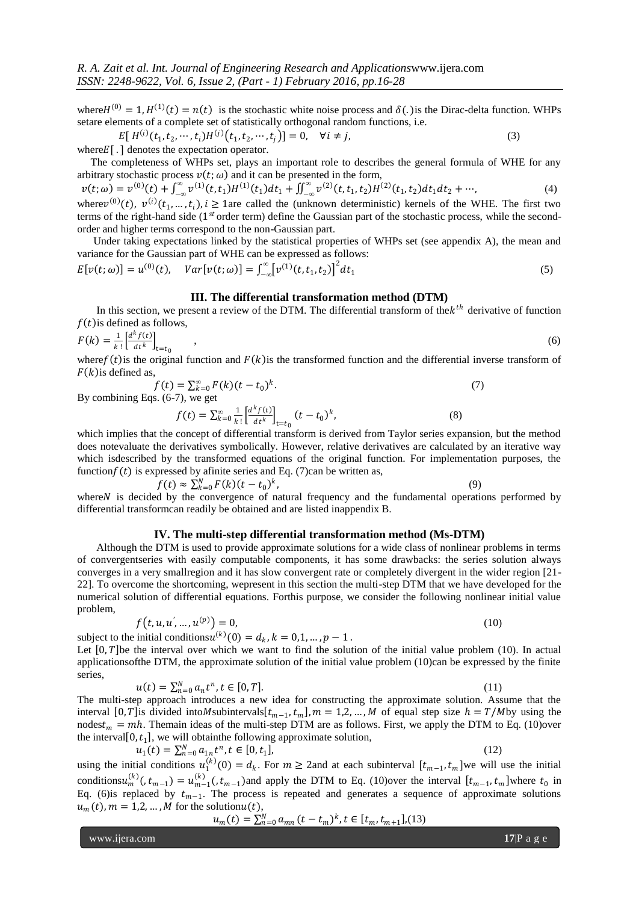where $H^{(0)} = 1, H^{(1)}(t) = n(t)$ is the stochastic white noise process and $\delta(.)$ is the Dirac-delta function. WHPs setare elements of a complete set of statistically orthogonal random functions, i.e.

$$E[\,H^{(i)}(t_1, t_2, \cdots, t_i)H^{(j)}(t_1, t_2, \cdots, t_j)] = 0, \quad \forall i \neq j, \tag{3}$$

where $E[\,.\,]$ denotes the expectation operator.

The completeness of WHPs set, plays an important role to describes the general formula of WHE for any arbitrary stochastic process $v(t;\omega)$ and it can be presented in the form,

$$v(t;\omega) = v^{(0)}(t) + \int_{-\infty}^{\infty} v^{(1)}(t,t_1)H^{(1)}(t_1)dt_1 + \iint_{-\infty}^{\infty} v^{(2)}(t,t_1,t_2)H^{(2)}(t_1,t_2)dt_1dt_2 + \cdots, \tag{4}$$

where $v^{(0)}(t)$, $v^{(i)}(t_1, \ldots, t_i), i \geq 1$ are called the (unknown deterministic) kernels of the WHE. The first two terms of the right-hand side ($1^{st}$ order term) define the Gaussian part of the stochastic process, while the second-order and higher terms correspond to the non-Gaussian part.

Under taking expectations linked by the statistical properties of WHPs set (see appendix A), the mean and variance for the Gaussian part of WHE can be expressed as follows:

$$E[v(t;\omega)] = u^{(0)}(t), \quad Var[v(t;\omega)] = \int_{-\infty}^{\infty} \left[v^{(1)}(t,t_1,t_2)\right]^2 dt_1 \tag{5}$$

## III. The differential transformation method (DTM)

In this section, we present a review of the DTM. The differential transform of the $k^{th}$ derivative of function $f(t)$ is defined as follows,

$$F(k) = \frac{1}{k!}\left[\frac{d^k f(t)}{dt^k}\right]_{t=t_0}, \tag{6}$$

where $f(t)$ is the original function and $F(k)$ is the transformed function and the differential inverse transform of $F(k)$ is defined as,

$$f(t) = \sum_{k=0}^{\infty} F(k)(t - t_0)^k. \tag{7}$$

By combining Eqs. (6-7), we get

$$f(t) = \sum_{k=0}^{\infty} \frac{1}{k!}\left[\frac{d^k f(t)}{dt^k}\right]_{t=t_0} (t - t_0)^k, \tag{8}$$

which implies that the concept of differential transform is derived from Taylor series expansion, but the method does notevaluate the derivatives symbolically. However, relative derivatives are calculated by an iterative way which isdescribed by the transformed equations of the original function. For implementation purposes, the function $f(t)$ is expressed by afinite series and Eq. (7)can be written as,

$$f(t) \approx \sum_{k=0}^{N} F(k)(t - t_0)^k, \tag{9}$$

where $N$ is decided by the convergence of natural frequency and the fundamental operations performed by differential transformcan readily be obtained and are listed inappendix B.

## IV. The multi-step differential transformation method (Ms-DTM)

Although the DTM is used to provide approximate solutions for a wide class of nonlinear problems in terms of convergentseries with easily computable components, it has some drawbacks: the series solution always converges in a very smallregion and it has slow convergent rate or completely divergent in the wider region [21-22]. To overcome the shortcoming, wepresent in this section the multi-step DTM that we have developed for the numerical solution of differential equations. Forthis purpose, we consider the following nonlinear initial value problem,

$$f\left(t, u, u', \ldots, u^{(p)}\right) = 0, \tag{10}$$

subject to the initial conditions $u^{(k)}(0) = d_k, k = 0,1, \ldots, p-1$.

Let $[0,T]$ be the interval over which we want to find the solution of the initial value problem (10). In actual applicationsofthe DTM, the approximate solution of the initial value problem (10)can be expressed by the finite series,

$$u(t) = \sum_{n=0}^{N} a_n t^n, t \in [0,T]. \tag{11}$$

The multi-step approach introduces a new idea for constructing the approximate solution. Assume that the interval $[0,T]$ is divided into $M$ subintervals $[t_{m-1}, t_m], m = 1,2, \ldots, M$ of equal step size $h = T/M$ by using the nodes $t_m = mh$. Themain ideas of the multi-step DTM are as follows. First, we apply the DTM to Eq. (10)over the interval $[0, t_1]$, we will obtainthe following approximate solution,

$$u_1(t) = \sum_{n=0}^{N} a_{1n} t^n, t \in [0, t_1], \tag{12}$$

using the initial conditions $u_1^{(k)}(0) = d_k$. For $m \geq 2$ and at each subinterval $[t_{m-1}, t_m]$ we will use the initial conditions $u_m^{(k)}(, t_{m-1}) = u_{m-1}^{(k)}(, t_{m-1})$ and apply the DTM to Eq. (10)over the interval $[t_{m-1}, t_m]$ where $t_0$ in Eq. (6)is replaced by $t_{m-1}$. The process is repeated and generates a sequence of approximate solutions $u_m(t), m = 1,2, \ldots, M$ for the solution $u(t)$,

$$u_m(t) = \sum_{n=0}^{N} a_{mn}(t - t_m)^k, t \in [t_m, t_{m+1}], \tag{13}$$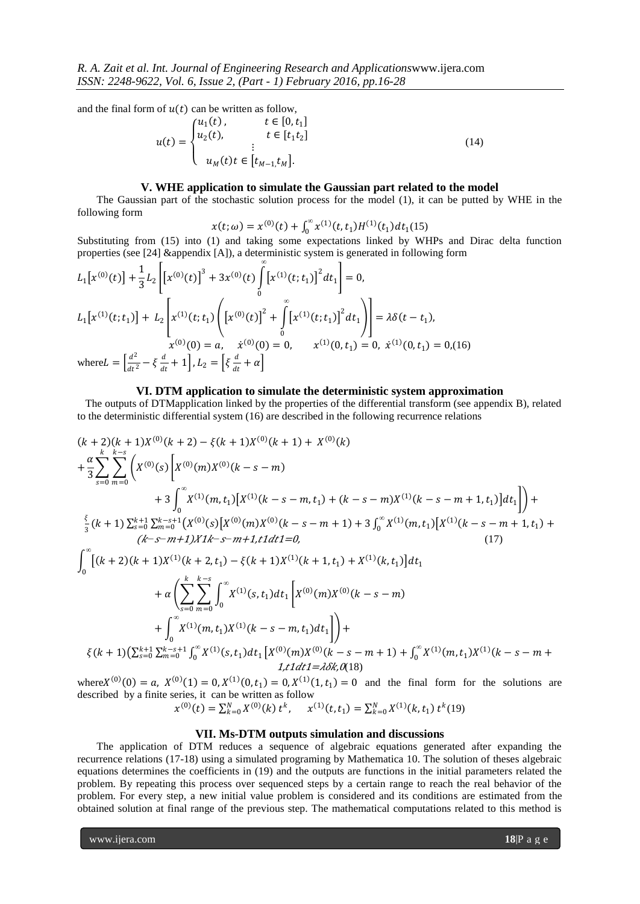and the final form of $u(t)$ can be written as follow,

$$u(t) = \begin{cases} u_1(t), & t \in [0, t_1] \\ u_2(t), & t \in [t_1 t_2] \\ \vdots & \\ u_M(t) t \in [t_{M-1,} t_M]. & \end{cases} \quad (14)$$

## V. WHE application to simulate the Gaussian part related to the model

The Gaussian part of the stochastic solution process for the model (1), it can be putted by WHE in the following form

$$x(t;\omega) = x^{(0)}(t) + \int_0^\infty x^{(1)}(t, t_1) H^{(1)}(t_1) dt_1 (15)$$

Substituting from (15) into (1) and taking some expectations linked by WHPs and Dirac delta function properties (see [24] &appendix [A]), a deterministic system is generated in following form

$$L_1\left[x^{(0)}(t)\right] + \frac{1}{3} L_2 \left[ \left[x^{(0)}(t)\right]^3 + 3x^{(0)}(t) \int_0^\infty \left[x^{(1)}(t;t_1)\right]^2 dt_1 \right] = 0,$$

$$L_1\left[x^{(1)}(t;t_1)\right] + L_2 \left[ x^{(1)}(t;t_1) \left( \left[x^{(0)}(t)\right]^2 + \int_0^\infty \left[x^{(1)}(t;t_1)\right]^2 dt_1 \right) \right] = \lambda \delta(t - t_1),$$

$$x^{(0)}(0) = a, \quad \dot{x}^{(0)}(0) = 0, \quad x^{(1)}(0, t_1) = 0, \ \dot{x}^{(1)}(0, t_1) = 0, (16)$$

where$L = \left[\frac{d^2}{dt^2} - \xi \frac{d}{dt} + 1\right], L_2 = \left[\xi \frac{d}{dt} + \alpha\right]$

## VI. DTM application to simulate the deterministic system approximation

The outputs of DTMapplication linked by the properties of the differential transform (see appendix B), related to the deterministic differential system (16) are described in the following recurrence relations

$$\begin{aligned}
&(k+2)(k+1)X^{(0)}(k+2) - \xi(k+1)X^{(0)}(k+1) + X^{(0)}(k) \\
&+ \frac{\alpha}{3} \sum_{s=0}^{k} \sum_{m=0}^{k-s} \Bigg( X^{(0)}(s) \Bigg[ X^{(0)}(m) X^{(0)}(k-s-m) \\
&\quad + 3 \int_0^\infty X^{(1)}(m, t_1) \left[ X^{(1)}(k-s-m, t_1) + (k-s-m) X^{(1)}(k-s-m+1, t_1) \right] dt_1 \Bigg] \Bigg) + \\
&\frac{\xi}{3}(k+1) \sum_{s=0}^{k+1} \sum_{m=0}^{k-s+1} \Big( X^{(0)}(s) \Big[ X^{(0)}(m) X^{(0)}(k-s-m+1) + 3 \int_0^\infty X^{(1)}(m, t_1) \big[ X^{(1)}(k-s-m+1, t_1) + \\
&(k-s-m+1) X1k-s-m+1, t1 dt1 = 0,
\end{aligned} \quad (17)$$

$$\begin{aligned}
&\int_0^\infty \left[ (k+2)(k+1) X^{(1)}(k+2, t_1) - \xi(k+1) X^{(1)}(k+1, t_1) + X^{(1)}(k, t_1) \right] dt_1 \\
&\quad + \alpha \Bigg( \sum_{s=0}^{k} \sum_{m=0}^{k-s} \int_0^\infty X^{(1)}(s, t_1) dt_1 \Bigg[ X^{(0)}(m) X^{(0)}(k-s-m) \\
&\quad + \int_0^\infty X^{(1)}(m, t_1) X^{(1)}(k-s-m, t_1) dt_1 \Bigg] \Bigg) + \\
&\xi(k+1) \Big( \sum_{s=0}^{k+1} \sum_{m=0}^{k-s+1} \int_0^\infty X^{(1)}(s, t_1) dt_1 \Big[ X^{(0)}(m) X^{(0)}(k-s-m+1) + \int_0^\infty X^{(1)}(m, t_1) X^{(1)}(k-s-m+ \\
&1, t1 dt1 = \lambda \delta k, 0 (18)
\end{aligned}$$

where$X^{(0)}(0) = a$, $X^{(0)}(1) = 0, X^{(1)}(0, t_1) = 0, X^{(1)}(1, t_1) = 0$ and the final form for the solutions are described by a finite series, it can be written as follow

$$x^{(0)}(t) = \sum_{k=0}^{N} X^{(0)}(k)\, t^k, \quad x^{(1)}(t, t_1) = \sum_{k=0}^{N} X^{(1)}(k, t_1)\, t^k (19)$$

## VII. Ms-DTM outputs simulation and discussions

The application of DTM reduces a sequence of algebraic equations generated after expanding the recurrence relations (17-18) using a simulated programing by Mathematica 10. The solution of theses algebraic equations determines the coefficients in (19) and the outputs are functions in the initial parameters related the problem. By repeating this process over sequenced steps by a certain range to reach the real behavior of the problem. For every step, a new initial value problem is considered and its conditions are estimated from the obtained solution at final range of the previous step. The mathematical computations related to this method is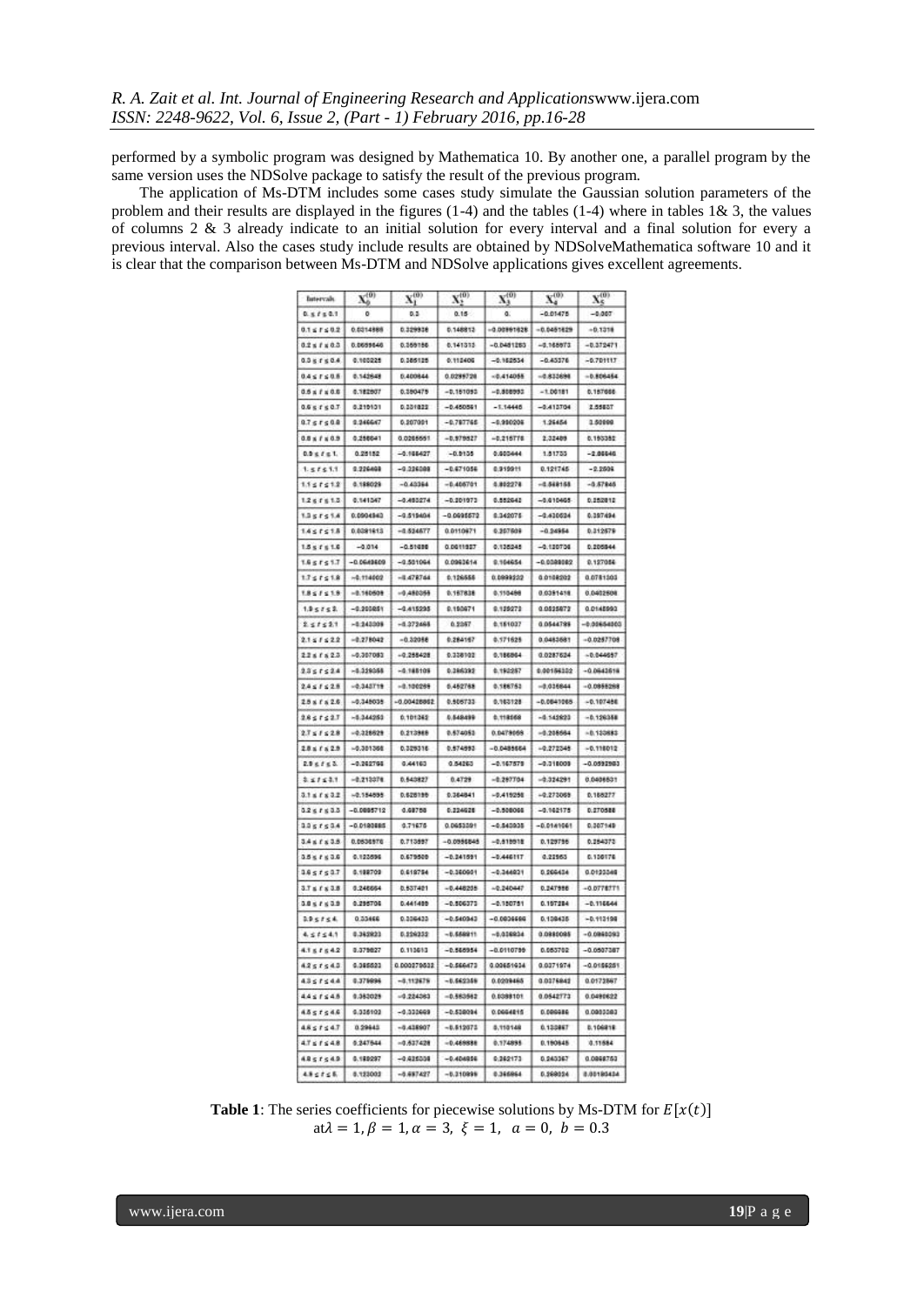performed by a symbolic program was designed by Mathematica 10. By another one, a parallel program by the same version uses the NDSolve package to satisfy the result of the previous program.

The application of Ms-DTM includes some cases study simulate the Gaussian solution parameters of the problem and their results are displayed in the figures (1-4) and the tables (1-4) where in tables 1& 3, the values of columns 2 & 3 already indicate to an initial solution for every interval and a final solution for every a previous interval. Also the cases study include results are obtained by NDSolveMathematica software 10 and it is clear that the comparison between Ms-DTM and NDSolve applications gives excellent agreements.

| Intervals | $X_0^{(0)}$ | $X_1^{(0)}$ | $X_2^{(0)}$ | $X_3^{(0)}$ | $X_4^{(0)}$ | $X_5^{(0)}$ |
|---|---|---|---|---|---|---|
| $0. \le t \le 0.1$ | 0 | 0.3 | 0.15 | 0. | −0.01475 | −0.007 |
| $0.1 \le t \le 0.2$ | 0.0314888 | 0.329938 | 0.148812 | −0.00991628 | −0.0481629 | −0.1318 |
| $0.2 \le t \le 0.3$ | 0.0659646 | 0.359186 | 0.141313 | −0.0481283 | −0.165973 | −0.372471 |
| $0.3 \le t \le 0.4$ | 0.105225 | 0.385128 | 0.112406 | −0.152534 | −0.43376 | −0.701117 |
| $0.4 \le t \le 0.5$ | 0.142648 | 0.400644 | 0.0299728 | −0.414055 | −0.833698 | −0.806484 |
| $0.5 \le t \le 0.6$ | 0.182807 | 0.380475 | −0.151093 | −0.868993 | −1.00181 | 0.187666 |
| $0.6 \le t \le 0.7$ | 0.210131 | 0.331822 | −0.450551 | −1.14446 | −0.412704 | 2.55837 |
| $0.7 \le t \le 0.8$ | 0.246647 | 0.207091 | −0.787765 | −0.990206 | 1.26464 | 3.50999 |
| $0.8 \le t \le 0.9$ | 0.256641 | 0.0266661 | −0.979827 | −0.215778 | 2.32489 | 0.193382 |
| $0.9 \le t \le 1.$ | 0.25182 | −0.166427 | −0.9135 | 0.603444 | 1.51703 | −2.86646 |
| $1. \le t \le 1.1$ | 0.226468 | −0.326088 | −0.671056 | 0.919911 | 0.121745 | −2.2606 |
| $1.1 \le t \le 1.2$ | 0.189029 | −0.43364 | −0.406701 | 0.802278 | −0.848158 | −0.57845 |
| $1.2 \le t \le 1.3$ | 0.141347 | −0.493274 | −0.201973 | 0.552642 | −0.610465 | 0.252812 |
| $1.3 \le t \le 1.4$ | 0.0904943 | −0.519404 | −0.0695572 | 0.342075 | −0.430034 | 0.387494 |
| $1.4 \le t \le 1.5$ | 0.0381613 | −0.524677 | 0.0110671 | 0.257609 | −0.24954 | 0.312579 |
| $1.5 \le t \le 1.6$ | −0.014 | −0.51688 | 0.0611837 | 0.135245 | −0.120736 | 0.205644 |
| $1.6 \le t \le 1.7$ | −0.0648609 | −0.501064 | 0.0962614 | 0.104654 | −0.0389982 | 0.127056 |
| $1.7 \le t \le 1.8$ | −0.114002 | −0.478744 | 0.126656 | 0.0999232 | 0.0158202 | 0.0781303 |
| $1.8 \le t \le 1.9$ | −0.160609 | −0.450359 | 0.157838 | 0.110496 | 0.0351416 | 0.0402606 |
| $1.9 \le t \le 2.$ | −0.203851 | −0.415295 | 0.190671 | 0.125273 | 0.0525872 | 0.0145993 |
| $2. \le t \le 2.1$ | −0.243309 | −0.372465 | 0.2257 | 0.151037 | 0.0544785 | −0.00654303 |
| $2.1 \le t \le 2.2$ | −0.278042 | −0.32058 | 0.264157 | 0.171625 | 0.0483681 | −0.0257708 |
| $2.2 \le t \le 2.3$ | −0.307083 | −0.258428 | 0.336102 | 0.186864 | 0.0287624 | −0.044657 |
| $2.3 \le t \le 2.4$ | −0.329365 | −0.185105 | 0.366392 | 0.192257 | 0.00156322 | −0.0643618 |
| $2.4 \le t \le 2.5$ | −0.343719 | −0.100299 | 0.452768 | 0.186752 | −0.035844 | −0.0899268 |
| $2.5 \le t \le 2.6$ | −0.349035 | −0.00426862 | 0.505733 | 0.163128 | −0.0841065 | −0.107486 |
| $2.6 \le t \le 2.7$ | −0.344263 | 0.101362 | 0.548499 | 0.118569 | −0.142823 | −0.126358 |
| $2.7 \le t \le 2.8$ | −0.328629 | 0.213989 | 0.574053 | 0.0479065 | −0.205564 | −0.130683 |
| $2.8 \le t \le 2.9$ | −0.301368 | 0.329316 | 0.574993 | −0.0485664 | −0.272345 | −0.118012 |
| $2.9 \le t \le 3.$ | −0.262768 | 0.44163 | 0.54263 | −0.167579 | −0.318009 | −0.0592903 |
| $3. \le t \le 3.1$ | −0.213376 | 0.543827 | 0.4729 | −0.297704 | −0.324291 | 0.0406831 |
| $3.1 \le t \le 3.2$ | −0.154695 | 0.628199 | 0.364841 | −0.419258 | −0.273069 | 0.168277 |
| $3.2 \le t \le 3.3$ | −0.0895712 | 0.68788 | 0.224628 | −0.508066 | −0.162175 | 0.270588 |
| $3.3 \le t \le 3.4$ | −0.0180885 | 0.71675 | 0.0653391 | −0.540935 | −0.0141061 | 0.307149 |
| $3.4 \le t \le 3.5$ | 0.0536976 | 0.713897 | −0.0996848 | −0.519918 | 0.129796 | 0.284373 |
| $3.5 \le t \le 3.6$ | 0.123696 | 0.679609 | −0.241591 | −0.446117 | 0.22563 | 0.138178 |
| $3.6 \le t \le 3.7$ | 0.188709 | 0.618794 | −0.360901 | −0.344921 | 0.266434 | 0.0123246 |
| $3.7 \le t \le 3.8$ | 0.246664 | 0.537481 | −0.446205 | −0.240447 | 0.247956 | −0.0778771 |
| $3.8 \le t \le 3.9$ | 0.295706 | 0.441489 | −0.506373 | −0.150751 | 0.197284 | −0.118644 |
| $3.9 \le t \le 4.$ | 0.33466 | 0.336433 | −0.540943 | −0.0836666 | 0.139435 | −0.113198 |
| $4. \le t \le 4.1$ | 0.362823 | 0.226332 | −0.558911 | −0.036934 | 0.0880095 | −0.0868093 |
| $4.1 \le t \le 4.2$ | 0.379827 | 0.113612 | −0.566954 | −0.0110799 | 0.053702 | −0.0507387 |
| $4.2 \le t \le 4.3$ | 0.385523 | 0.000379632 | −0.566473 | 0.00651634 | 0.0371674 | −0.0185251 |
| $4.3 \le t \le 4.4$ | 0.379896 | −0.112679 | −0.562359 | 0.0209465 | 0.0375842 | 0.0172867 |
| $4.4 \le t \le 4.5$ | 0.363029 | −0.224363 | −0.553562 | 0.0388101 | 0.0542773 | 0.0490622 |
| $4.5 \le t \le 4.6$ | 0.335103 | −0.333669 | −0.538094 | 0.0664615 | 0.086686 | 0.0803383 |
| $4.6 \le t \le 4.7$ | 0.29645 | −0.438907 | −0.512073 | 0.110148 | 0.133867 | 0.106818 |
| $4.7 \le t \le 4.8$ | 0.247544 | −0.537428 | −0.469888 | 0.174895 | 0.190645 | 0.11584 |
| $4.8 \le t \le 4.9$ | 0.189297 | −0.625038 | −0.404656 | 0.262173 | 0.243367 | 0.0866753 |
| $4.9 \le t \le 5.$ | 0.123002 | −0.697427 | −0.310899 | 0.365864 | 0.269024 | 0.00190434 |

**Table 1**: The series coefficients for piecewise solutions by Ms-DTM for $E[x(t)]$ at $\lambda = 1, \beta = 1, \alpha = 3, \ \xi = 1, \ a = 0, \ b = 0.3$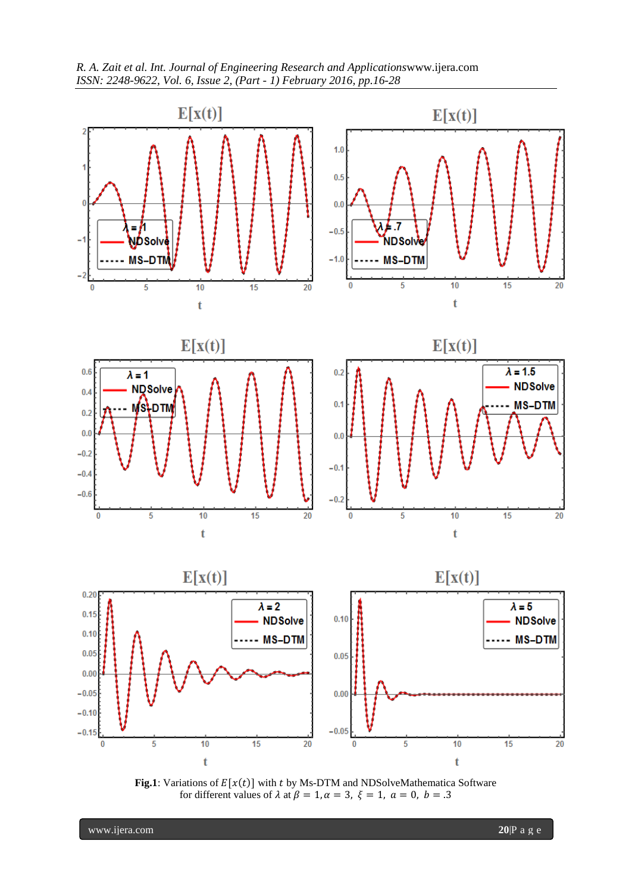**Fig.1**: Variations of $E[x(t)]$ with $t$ by Ms-DTM and NDSolveMathematica Software for different values of $\lambda$ at $\beta = 1, \alpha = 3,\ \xi = 1,\ a = 0,\ b = .3$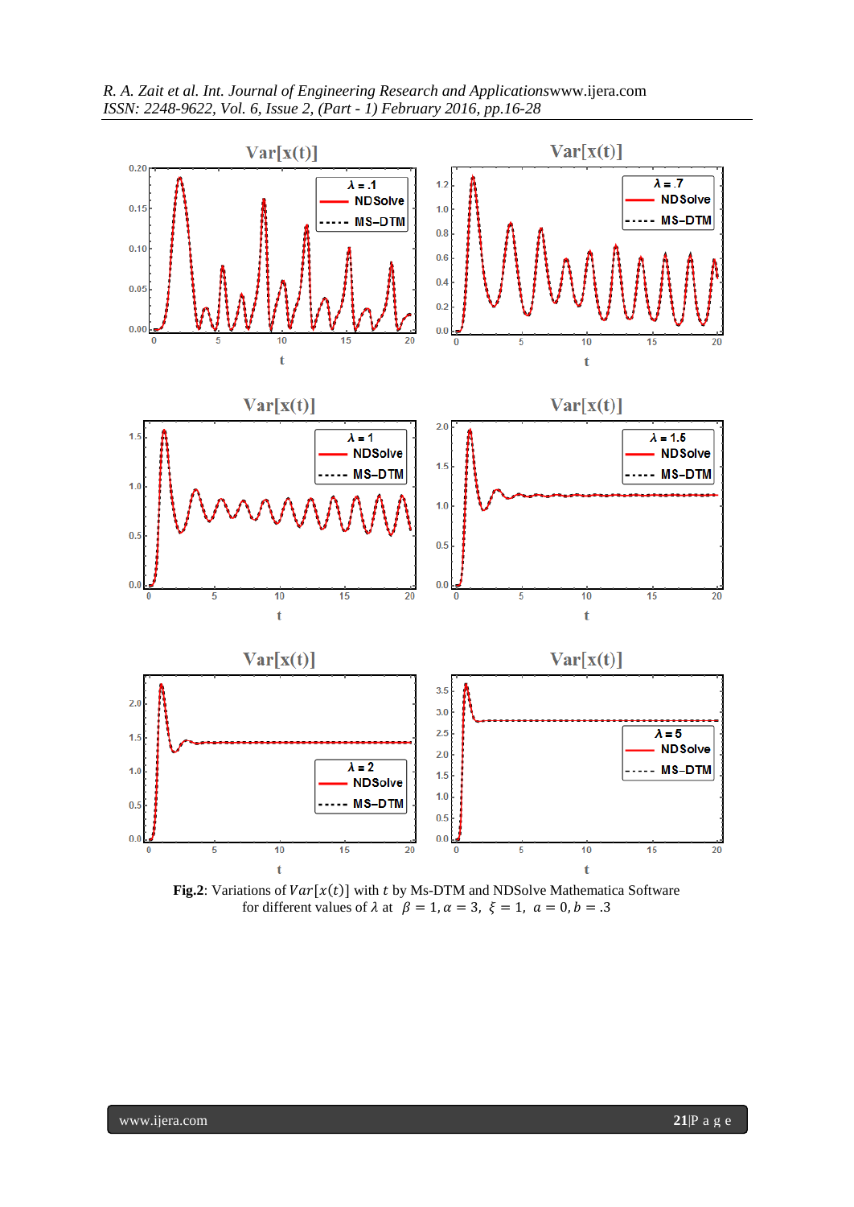**Fig.2**: Variations of $Var[x(t)]$ with $t$ by Ms-DTM and NDSolve Mathematica Software for different values of $\lambda$ at $\beta = 1, \alpha = 3, \xi = 1, a = 0, b = .3$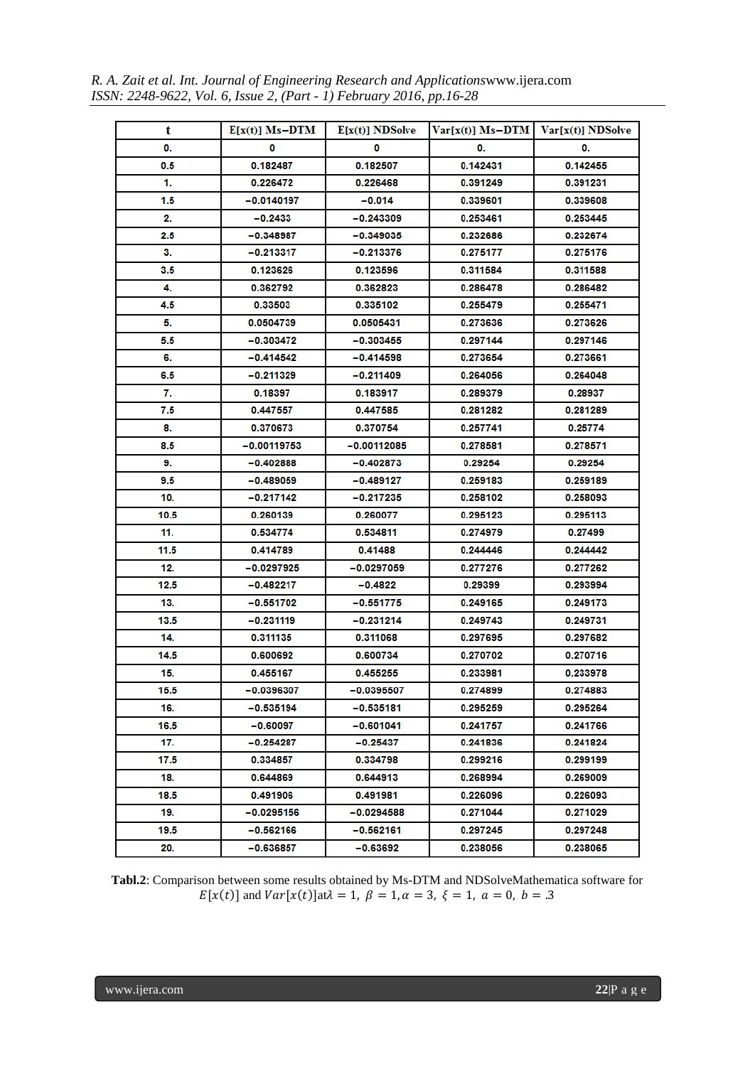| t | E[x(t)] Ms−DTM | E[x(t)] NDSolve | Var[x(t)] Ms−DTM | Var[x(t)] NDSolve |
|---|---|---|---|---|
| 0. | 0 | 0 | 0. | 0. |
| 0.5 | 0.182487 | 0.182507 | 0.142431 | 0.142455 |
| 1. | 0.226472 | 0.226468 | 0.391249 | 0.391231 |
| 1.5 | −0.0140197 | −0.014 | 0.339601 | 0.339608 |
| 2. | −0.2433 | −0.243309 | 0.253461 | 0.253445 |
| 2.5 | −0.348987 | −0.349035 | 0.232686 | 0.232674 |
| 3. | −0.213317 | −0.213376 | 0.275177 | 0.275176 |
| 3.5 | 0.123626 | 0.123596 | 0.311584 | 0.311588 |
| 4. | 0.362792 | 0.362823 | 0.286478 | 0.286482 |
| 4.5 | 0.33503 | 0.335102 | 0.255479 | 0.255471 |
| 5. | 0.0504739 | 0.0505431 | 0.273636 | 0.273626 |
| 5.5 | −0.303472 | −0.303455 | 0.297144 | 0.297146 |
| 6. | −0.414542 | −0.414598 | 0.273654 | 0.273661 |
| 6.5 | −0.211329 | −0.211409 | 0.264056 | 0.264048 |
| 7. | 0.18397 | 0.183917 | 0.289379 | 0.28937 |
| 7.5 | 0.447557 | 0.447585 | 0.281282 | 0.281289 |
| 8. | 0.370673 | 0.370754 | 0.257741 | 0.25774 |
| 8.5 | −0.00119753 | −0.00112085 | 0.278581 | 0.278571 |
| 9. | −0.402888 | −0.402873 | 0.29254 | 0.29254 |
| 9.5 | −0.489059 | −0.489127 | 0.259183 | 0.259189 |
| 10. | −0.217142 | −0.217235 | 0.258102 | 0.258093 |
| 10.5 | 0.260139 | 0.260077 | 0.295123 | 0.295113 |
| 11. | 0.534774 | 0.534811 | 0.274979 | 0.27499 |
| 11.5 | 0.414789 | 0.41488 | 0.244446 | 0.244442 |
| 12. | −0.0297925 | −0.0297059 | 0.277276 | 0.277262 |
| 12.5 | −0.482217 | −0.4822 | 0.29399 | 0.293994 |
| 13. | −0.551702 | −0.551775 | 0.249165 | 0.249173 |
| 13.5 | −0.231119 | −0.231214 | 0.249743 | 0.249731 |
| 14. | 0.311135 | 0.311068 | 0.297695 | 0.297682 |
| 14.5 | 0.600692 | 0.600734 | 0.270702 | 0.270716 |
| 15. | 0.455167 | 0.455255 | 0.233981 | 0.233978 |
| 15.5 | −0.0396307 | −0.0395507 | 0.274899 | 0.274883 |
| 16. | −0.535194 | −0.535181 | 0.295259 | 0.295264 |
| 16.5 | −0.60097 | −0.601041 | 0.241757 | 0.241766 |
| 17. | −0.254287 | −0.25437 | 0.241836 | 0.241824 |
| 17.5 | 0.334857 | 0.334798 | 0.299216 | 0.299199 |
| 18. | 0.644869 | 0.644913 | 0.268994 | 0.269009 |
| 18.5 | 0.491906 | 0.491981 | 0.226096 | 0.226093 |
| 19. | −0.0295156 | −0.0294588 | 0.271044 | 0.271029 |
| 19.5 | −0.562166 | −0.562161 | 0.297245 | 0.297248 |
| 20. | −0.636857 | −0.63692 | 0.238056 | 0.238065 |

**Tabl.2**: Comparison between some results obtained by Ms-DTM and NDSolveMathematica software for $E[x(t)]$ and $Var[x(t)]$at$\lambda = 1,\ \beta = 1, \alpha = 3,\ \xi = 1,\ a = 0,\ b = .3$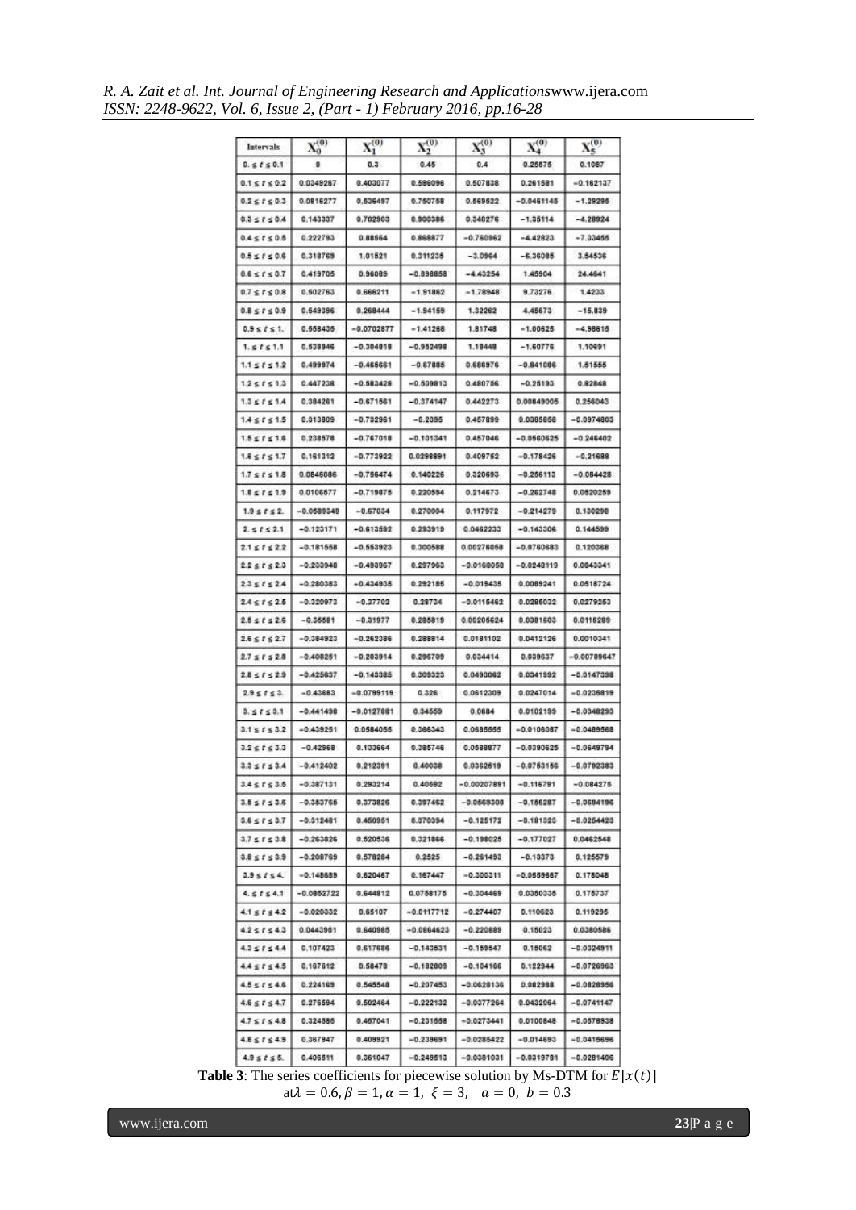| Intervals | $X_0^{(0)}$ | $X_1^{(0)}$ | $X_2^{(0)}$ | $X_3^{(0)}$ | $X_4^{(0)}$ | $X_5^{(0)}$ |
|---|---|---|---|---|---|---|
| $0. \le t \le 0.1$ | 0 | 0.3 | 0.45 | 0.4 | 0.25575 | 0.1087 |
| $0.1 \le t \le 0.2$ | 0.0349267 | 0.403077 | 0.586096 | 0.507838 | 0.261581 | −0.162137 |
| $0.2 \le t \le 0.3$ | 0.0816277 | 0.536497 | 0.750758 | 0.569522 | −0.0461145 | −1.29295 |
| $0.3 \le t \le 0.4$ | 0.143337 | 0.702903 | 0.900386 | 0.340276 | −1.35114 | −4.28924 |
| $0.4 \le t \le 0.5$ | 0.222793 | 0.88564 | 0.868877 | −0.760962 | −4.42823 | −7.33455 |
| $0.5 \le t \le 0.6$ | 0.318769 | 1.01521 | 0.311235 | −3.0964 | −6.36085 | 3.54536 |
| $0.6 \le t \le 0.7$ | 0.419705 | 0.96089 | −0.898858 | −4.43254 | 1.45904 | 24.4641 |
| $0.7 \le t \le 0.8$ | 0.502763 | 0.666211 | −1.91862 | −1.78948 | 9.73276 | 1.4233 |
| $0.8 \le t \le 0.9$ | 0.549396 | 0.268444 | −1.94159 | 1.32262 | 4.45673 | −15.839 |
| $0.9 \le t \le 1.$ | 0.558435 | −0.0702877 | −1.41268 | 1.81748 | −1.00625 | −4.98615 |
| $1. \le t \le 1.1$ | 0.538946 | −0.304818 | −0.952498 | 1.18448 | −1.60776 | 1.10691 |
| $1.1 \le t \le 1.2$ | 0.499974 | −0.465661 | −0.67885 | 0.686976 | −0.841086 | 1.51555 |
| $1.2 \le t \le 1.3$ | 0.447238 | −0.583428 | −0.509813 | 0.480756 | −0.25193 | 0.82848 |
| $1.3 \le t \le 1.4$ | 0.384261 | −0.671561 | −0.374147 | 0.442273 | 0.00849005 | 0.256043 |
| $1.4 \le t \le 1.5$ | 0.313809 | −0.732961 | −0.2395 | 0.457899 | 0.0385858 | −0.0974803 |
| $1.5 \le t \le 1.6$ | 0.238578 | −0.767018 | −0.101341 | 0.457046 | −0.0560625 | −0.246402 |
| $1.6 \le t \le 1.7$ | 0.161312 | −0.773922 | 0.0298891 | 0.409752 | −0.178426 | −0.21688 |
| $1.7 \le t \le 1.8$ | 0.0846086 | −0.756474 | 0.140226 | 0.320693 | −0.256113 | −0.084428 |
| $1.8 \le t \le 1.9$ | 0.0106577 | −0.719875 | 0.220594 | 0.214673 | −0.262748 | 0.0520259 |
| $1.9 \le t \le 2.$ | −0.0589349 | −0.67034 | 0.270004 | 0.117972 | −0.214279 | 0.130298 |
| $2. \le t \le 2.1$ | −0.123171 | −0.613592 | 0.293919 | 0.0462233 | −0.143306 | 0.144599 |
| $2.1 \le t \le 2.2$ | −0.181558 | −0.553923 | 0.300588 | 0.00276058 | −0.0760683 | 0.120368 |
| $2.2 \le t \le 2.3$ | −0.233948 | −0.493967 | 0.297963 | −0.0168058 | −0.0248119 | 0.0843341 |
| $2.3 \le t \le 2.4$ | −0.280383 | −0.434935 | 0.292185 | −0.019435 | 0.0089241 | 0.0518724 |
| $2.4 \le t \le 2.5$ | −0.320973 | −0.37702 | 0.28734 | −0.0115462 | 0.0286032 | 0.0279253 |
| $2.5 \le t \le 2.6$ | −0.35581 | −0.31977 | 0.285819 | 0.00205624 | 0.0381603 | 0.0118289 |
| $2.6 \le t \le 2.7$ | −0.384923 | −0.262386 | 0.288814 | 0.0181102 | 0.0412126 | 0.0010341 |
| $2.7 \le t \le 2.8$ | −0.408251 | −0.203914 | 0.296709 | 0.034414 | 0.039637 | −0.00709647 |
| $2.8 \le t \le 2.9$ | −0.425637 | −0.143385 | 0.309323 | 0.0493062 | 0.0341992 | −0.0147398 |
| $2.9 \le t \le 3.$ | −0.43683 | −0.0799119 | 0.326 | 0.0612309 | 0.0247014 | −0.0235819 |
| $3. \le t \le 3.1$ | −0.441498 | −0.0127881 | 0.34559 | 0.0684 | 0.0102199 | −0.0348293 |
| $3.1 \le t \le 3.2$ | −0.439251 | 0.0584055 | 0.366343 | 0.0685555 | −0.0106087 | −0.0489568 |
| $3.2 \le t \le 3.3$ | −0.42968 | 0.133664 | 0.385746 | 0.0588877 | −0.0390625 | −0.0649794 |
| $3.3 \le t \le 3.4$ | −0.412402 | 0.212391 | 0.40038 | 0.0362519 | −0.0753156 | −0.0792383 |
| $3.4 \le t \le 3.5$ | −0.387131 | 0.293214 | 0.40592 | −0.00207891 | −0.116791 | −0.084275 |
| $3.5 \le t \le 3.6$ | −0.353765 | 0.373826 | 0.397462 | −0.0569308 | −0.156287 | −0.0694196 |
| $3.6 \le t \le 3.7$ | −0.312481 | 0.450951 | 0.370394 | −0.125172 | −0.181323 | −0.0254423 |
| $3.7 \le t \le 3.8$ | −0.263826 | 0.520536 | 0.321866 | −0.198025 | −0.177027 | 0.0462548 |
| $3.8 \le t \le 3.9$ | −0.208769 | 0.578284 | 0.2525 | −0.261493 | −0.13373 | 0.125579 |
| $3.9 \le t \le 4.$ | −0.148689 | 0.620467 | 0.167447 | −0.300311 | −0.0559667 | 0.178048 |
| $4. \le t \le 4.1$ | −0.0852722 | 0.644812 | 0.0758175 | −0.304469 | 0.0350336 | 0.175737 |
| $4.1 \le t \le 4.2$ | −0.020332 | 0.65107 | −0.0117712 | −0.274407 | 0.110623 | 0.119295 |
| $4.2 \le t \le 4.3$ | 0.0443951 | 0.640985 | −0.0864623 | −0.220889 | 0.15023 | 0.0380586 |
| $4.3 \le t \le 4.4$ | 0.107423 | 0.617686 | −0.143531 | −0.159547 | 0.15062 | −0.0324911 |
| $4.4 \le t \le 4.5$ | 0.167612 | 0.58478 | −0.182809 | −0.104166 | 0.122944 | −0.0726963 |
| $4.5 \le t \le 4.6$ | 0.224169 | 0.545548 | −0.207453 | −0.0628136 | 0.082988 | −0.0828956 |
| $4.6 \le t \le 4.7$ | 0.276594 | 0.502464 | −0.222132 | −0.0377264 | 0.0432064 | −0.0741147 |
| $4.7 \le t \le 4.8$ | 0.324585 | 0.457041 | −0.231558 | −0.0273441 | 0.0100848 | −0.0578938 |
| $4.8 \le t \le 4.9$ | 0.367947 | 0.409921 | −0.239691 | −0.0285422 | −0.014693 | −0.0415696 |
| $4.9 \le t \le 5.$ | 0.406511 | 0.361047 | −0.249513 | −0.0381031 | −0.0319781 | −0.0281406 |

**Table 3**: The series coefficients for piecewise solution by Ms-DTM for $E[x(t)]$ at $\lambda = 0.6, \beta = 1, \alpha = 1, \ \xi = 3, \ \ a = 0, \ b = 0.3$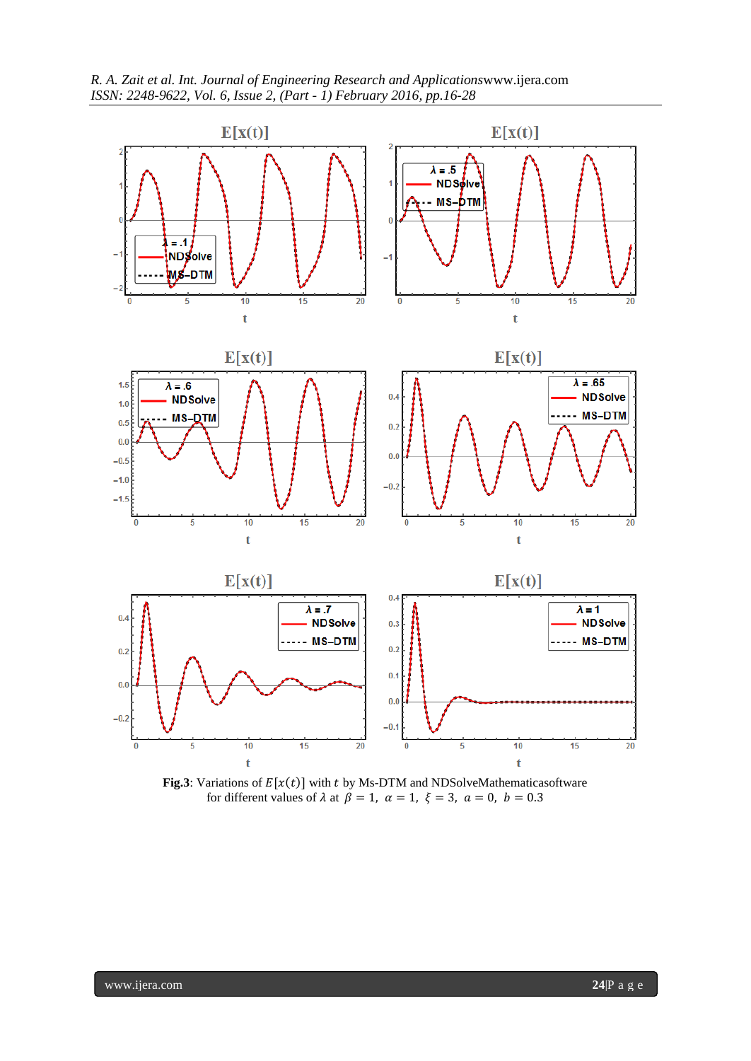**Fig.3**: Variations of $E[x(t)]$ with $t$ by Ms-DTM and NDSolveMathematicasoftware for different values of $\lambda$ at $\beta = 1,\ \alpha = 1,\ \xi = 3,\ a = 0,\ b = 0.3$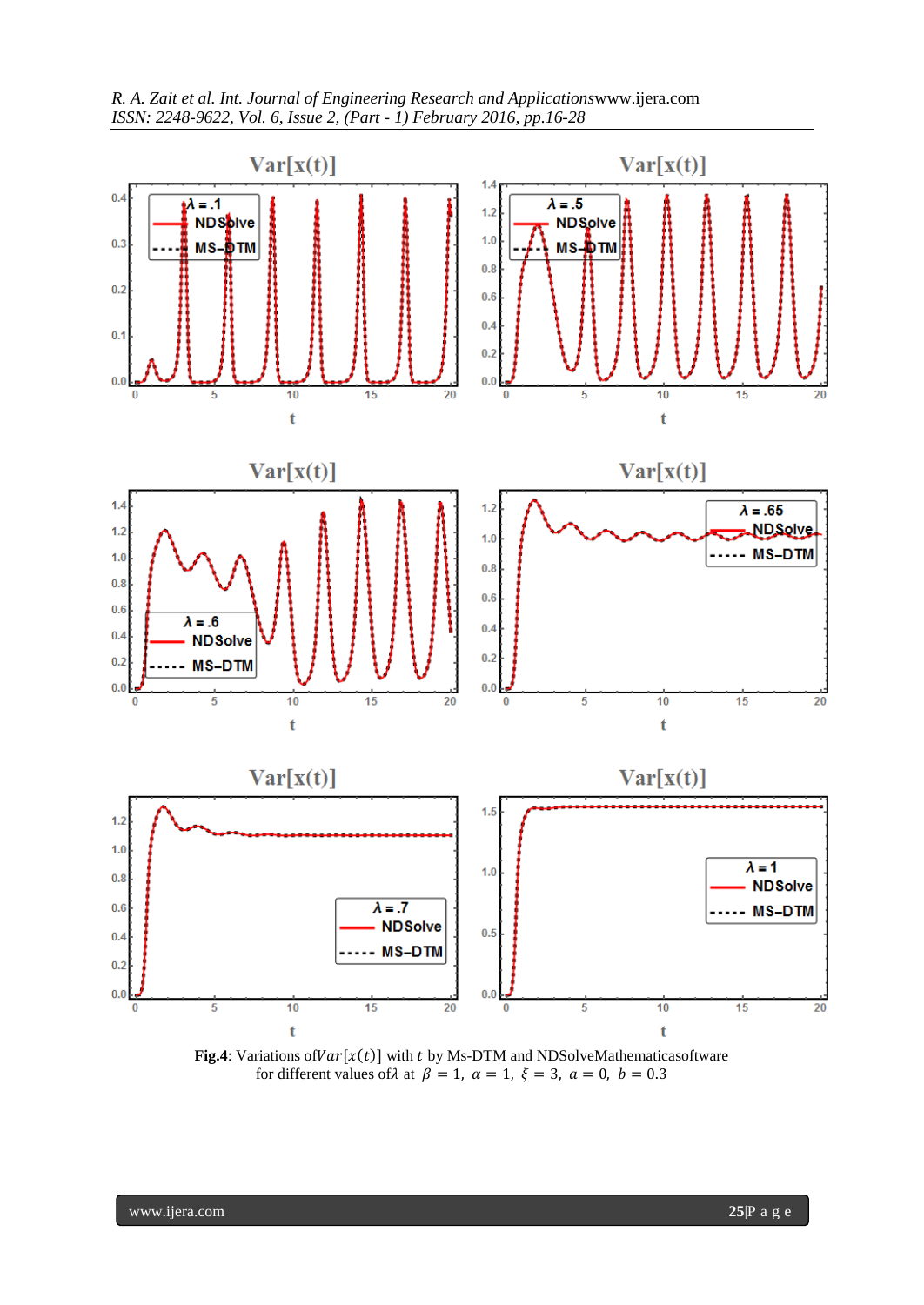**Fig.4**: Variations of $Var[x(t)]$ with $t$ by Ms-DTM and NDSolveMathematicasoftware for different values of $\lambda$ at $\beta = 1,\ \alpha = 1,\ \xi = 3,\ a = 0,\ b = 0.3$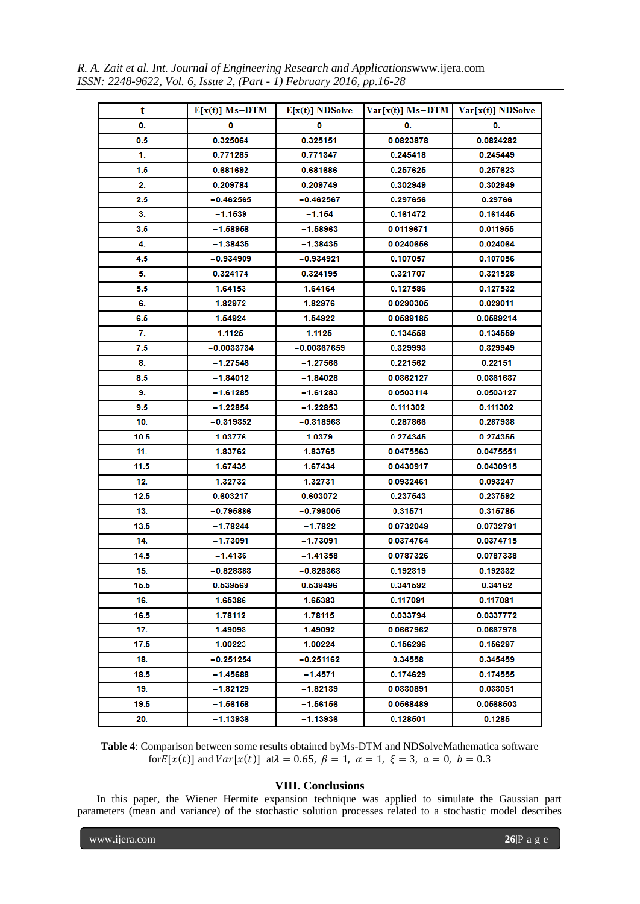| t | E[x(t)] Ms−DTM | E[x(t)] NDSolve | Var[x(t)] Ms−DTM | Var[x(t)] NDSolve |
|---|---|---|---|---|
| 0. | 0 | 0 | 0. | 0. |
| 0.5 | 0.325064 | 0.325151 | 0.0823878 | 0.0824282 |
| 1. | 0.771285 | 0.771347 | 0.245418 | 0.245449 |
| 1.5 | 0.681692 | 0.681686 | 0.257625 | 0.257623 |
| 2. | 0.209784 | 0.209749 | 0.302949 | 0.302949 |
| 2.5 | −0.462565 | −0.462567 | 0.297656 | 0.29766 |
| 3. | −1.1539 | −1.154 | 0.161472 | 0.161445 |
| 3.5 | −1.58958 | −1.58963 | 0.0119671 | 0.011955 |
| 4. | −1.38435 | −1.38435 | 0.0240656 | 0.024064 |
| 4.5 | −0.934909 | −0.934921 | 0.107057 | 0.107056 |
| 5. | 0.324174 | 0.324195 | 0.321707 | 0.321528 |
| 5.5 | 1.64153 | 1.64164 | 0.127586 | 0.127532 |
| 6. | 1.82972 | 1.82976 | 0.0290305 | 0.029011 |
| 6.5 | 1.54924 | 1.54922 | 0.0589185 | 0.0589214 |
| 7. | 1.1125 | 1.1125 | 0.134558 | 0.134559 |
| 7.5 | −0.0033734 | −0.00367659 | 0.329993 | 0.329949 |
| 8. | −1.27546 | −1.27566 | 0.221562 | 0.22151 |
| 8.5 | −1.84012 | −1.84028 | 0.0362127 | 0.0361637 |
| 9. | −1.61285 | −1.61283 | 0.0503114 | 0.0503127 |
| 9.5 | −1.22854 | −1.22853 | 0.111302 | 0.111302 |
| 10. | −0.319352 | −0.318963 | 0.287866 | 0.287938 |
| 10.5 | 1.03776 | 1.0379 | 0.274345 | 0.274355 |
| 11. | 1.83762 | 1.83765 | 0.0475563 | 0.0475551 |
| 11.5 | 1.67435 | 1.67434 | 0.0430917 | 0.0430915 |
| 12. | 1.32732 | 1.32731 | 0.0932461 | 0.093247 |
| 12.5 | 0.603217 | 0.603072 | 0.237543 | 0.237592 |
| 13. | −0.795886 | −0.796005 | 0.31571 | 0.315785 |
| 13.5 | −1.78244 | −1.7822 | 0.0732049 | 0.0732791 |
| 14. | −1.73091 | −1.73091 | 0.0374764 | 0.0374715 |
| 14.5 | −1.4136 | −1.41358 | 0.0787326 | 0.0787338 |
| 15. | −0.828383 | −0.828363 | 0.192319 | 0.192332 |
| 15.5 | 0.539569 | 0.539496 | 0.341592 | 0.34162 |
| 16. | 1.65386 | 1.65383 | 0.117091 | 0.117081 |
| 16.5 | 1.78112 | 1.78115 | 0.033794 | 0.0337772 |
| 17. | 1.49093 | 1.49092 | 0.0667962 | 0.0667976 |
| 17.5 | 1.00223 | 1.00224 | 0.156296 | 0.156297 |
| 18. | −0.251254 | −0.251162 | 0.34558 | 0.345459 |
| 18.5 | −1.45688 | −1.4571 | 0.174629 | 0.174555 |
| 19. | −1.82129 | −1.82139 | 0.0330891 | 0.033051 |
| 19.5 | −1.56158 | −1.56156 | 0.0568489 | 0.0568503 |
| 20. | −1.13936 | −1.13936 | 0.128501 | 0.1285 |

**Table 4**: Comparison between some results obtained byMs-DTM and NDSolveMathematica software for $E[x(t)]$ and $Var[x(t)]$ at $\lambda = 0.65,\ \beta = 1,\ \alpha = 1,\ \xi = 3,\ a = 0,\ b = 0.3$

## VIII. Conclusions

In this paper, the Wiener Hermite expansion technique was applied to simulate the Gaussian part parameters (mean and variance) of the stochastic solution processes related to a stochastic model describes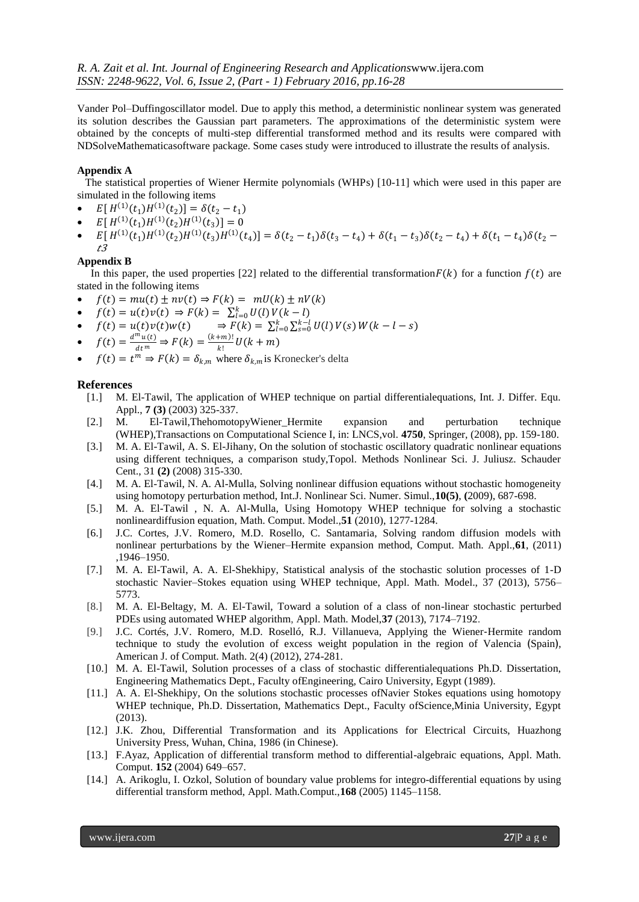Vander Pol–Duffingoscillator model. Due to apply this method, a deterministic nonlinear system was generated its solution describes the Gaussian part parameters. The approximations of the deterministic system were obtained by the concepts of multi-step differential transformed method and its results were compared with NDSolveMathematicasoftware package. Some cases study were introduced to illustrate the results of analysis.

**Appendix A**

The statistical properties of Wiener Hermite polynomials (WHPs) [10-11] which were used in this paper are simulated in the following items

- $E[\,H^{(1)}(t_1)H^{(1)}(t_2)] = \delta(t_2 - t_1)$
- $E[\,H^{(1)}(t_1)H^{(1)}(t_2)H^{(1)}(t_3)] = 0$
- $E[\,H^{(1)}(t_1)H^{(1)}(t_2)H^{(1)}(t_3)H^{(1)}(t_4)] = \delta(t_2 - t_1)\delta(t_3 - t_4) + \delta(t_1 - t_3)\delta(t_2 - t_4) + \delta(t_1 - t_4)\delta(t_2 - t3$

**Appendix B**

In this paper, the used properties [22] related to the differential transformation $F(k)$ for a function $f(t)$ are stated in the following items

- $f(t) = mu(t) \pm nv(t) \Rightarrow F(k) = \; mU(k) \pm nV(k)$
- $f(t) = u(t)v(t) \;\Rightarrow F(k) = \;\sum_{l=0}^{k} U(l)\,V(k-l)$
- $f(t) = u(t)v(t)w(t) \qquad \Rightarrow F(k) = \;\sum_{l=0}^{k}\sum_{s=0}^{k-l} U(l)\,V(s)\,W(k-l-s)$
- $f(t) = \frac{d^m u(t)}{dt^m} \Rightarrow F(k) = \frac{(k+m)!}{k!}U(k+m)$
- $f(t) = t^m \Rightarrow F(k) = \delta_{k,m}$ where $\delta_{k,m}$ is Kronecker's delta

## References

[1.] M. El-Tawil, The application of WHEP technique on partial differentialequations, Int. J. Differ. Equ. Appl., **7 (3)** (2003) 325-337.

[2.] M. El-Tawil,ThehomotopyWiener_Hermite expansion and perturbation technique (WHEP),Transactions on Computational Science I, in: LNCS,vol. **4750**, Springer, (2008), pp. 159-180.

[3.] M. A. El-Tawil, A. S. El-Jihany, On the solution of stochastic oscillatory quadratic nonlinear equations using different techniques, a comparison study,Topol. Methods Nonlinear Sci. J. Juliusz. Schauder Cent., 31 **(2)** (2008) 315-330.

[4.] M. A. El-Tawil, N. A. Al-Mulla, Solving nonlinear diffusion equations without stochastic homogeneity using homotopy perturbation method, Int.J. Nonlinear Sci. Numer. Simul.,**10(5)**, **(**2009), 687-698.

[5.] M. A. El-Tawil , N. A. Al-Mulla, Using Homotopy WHEP technique for solving a stochastic nonlineardiffusion equation, Math. Comput. Model.,**51** (2010), 1277-1284.

[6.] J.C. Cortes, J.V. Romero, M.D. Rosello, C. Santamaria, Solving random diffusion models with nonlinear perturbations by the Wiener–Hermite expansion method, Comput. Math. Appl.,**61**, (2011) ,1946–1950.

[7.] M. A. El-Tawil, A. A. El-Shekhipy, Statistical analysis of the stochastic solution processes of 1-D stochastic Navier–Stokes equation using WHEP technique, Appl. Math. Model., 37 (2013), 5756–5773.

[8.] M. A. El-Beltagy, M. A. El-Tawil, Toward a solution of a class of non-linear stochastic perturbed PDEs using automated WHEP algorithm, Appl. Math. Model,**37** (2013), 7174–7192.

[9.] J.C. Cortés, J.V. Romero, M.D. Roselló, R.J. Villanueva, Applying the Wiener-Hermite random technique to study the evolution of excess weight population in the region of Valencia (Spain), American J. of Comput. Math. 2(4) (2012), 274-281.

[10.] M. A. El-Tawil, Solution processes of a class of stochastic differentialequations Ph.D. Dissertation, Engineering Mathematics Dept., Faculty ofEngineering, Cairo University, Egypt (1989).

[11.] A. A. El-Shekhipy, On the solutions stochastic processes ofNavier Stokes equations using homotopy WHEP technique, Ph.D. Dissertation, Mathematics Dept., Faculty ofScience,Minia University, Egypt (2013).

[12.] J.K. Zhou, Differential Transformation and its Applications for Electrical Circuits, Huazhong University Press, Wuhan, China, 1986 (in Chinese).

[13.] F.Ayaz, Application of differential transform method to differential-algebraic equations, Appl. Math. Comput. **152** (2004) 649–657.

[14.] A. Arikoglu, I. Ozkol, Solution of boundary value problems for integro-differential equations by using differential transform method, Appl. Math.Comput.,**168** (2005) 1145–1158.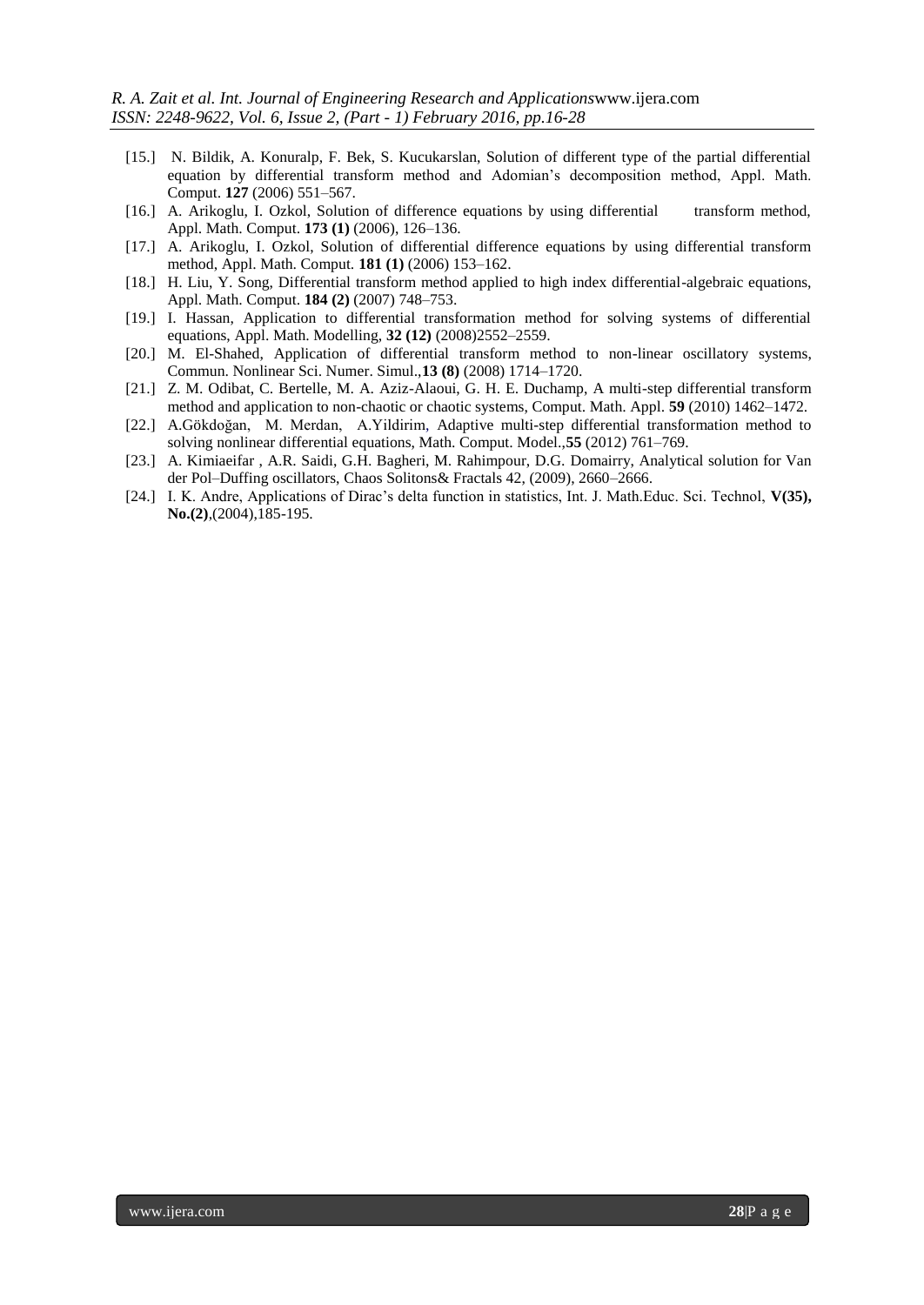[15.] N. Bildik, A. Konuralp, F. Bek, S. Kucukarslan, Solution of different type of the partial differential equation by differential transform method and Adomian's decomposition method, Appl. Math. Comput. **127** (2006) 551–567.

[16.] A. Arikoglu, I. Ozkol, Solution of difference equations by using differential transform method, Appl. Math. Comput. **173 (1)** (2006), 126–136.

[17.] A. Arikoglu, I. Ozkol, Solution of differential difference equations by using differential transform method, Appl. Math. Comput. **181 (1)** (2006) 153–162.

[18.] H. Liu, Y. Song, Differential transform method applied to high index differential-algebraic equations, Appl. Math. Comput. **184 (2)** (2007) 748–753.

[19.] I. Hassan, Application to differential transformation method for solving systems of differential equations, Appl. Math. Modelling, **32 (12)** (2008)2552–2559.

[20.] M. El-Shahed, Application of differential transform method to non-linear oscillatory systems, Commun. Nonlinear Sci. Numer. Simul.,**13 (8)** (2008) 1714–1720.

[21.] Z. M. Odibat, C. Bertelle, M. A. Aziz-Alaoui, G. H. E. Duchamp, A multi-step differential transform method and application to non-chaotic or chaotic systems, Comput. Math. Appl. **59** (2010) 1462–1472.

[22.] A.Gökdoğan, M. Merdan, A.Yildirim, Adaptive multi-step differential transformation method to solving nonlinear differential equations, Math. Comput. Model.,**55** (2012) 761–769.

[23.] A. Kimiaeifar , A.R. Saidi, G.H. Bagheri, M. Rahimpour, D.G. Domairry, Analytical solution for Van der Pol–Duffing oscillators, Chaos Solitons& Fractals 42, (2009), 2660–2666.

[24.] I. K. Andre, Applications of Dirac's delta function in statistics, Int. J. Math.Educ. Sci. Technol, **V(35), No.(2)**,(2004),185-195.